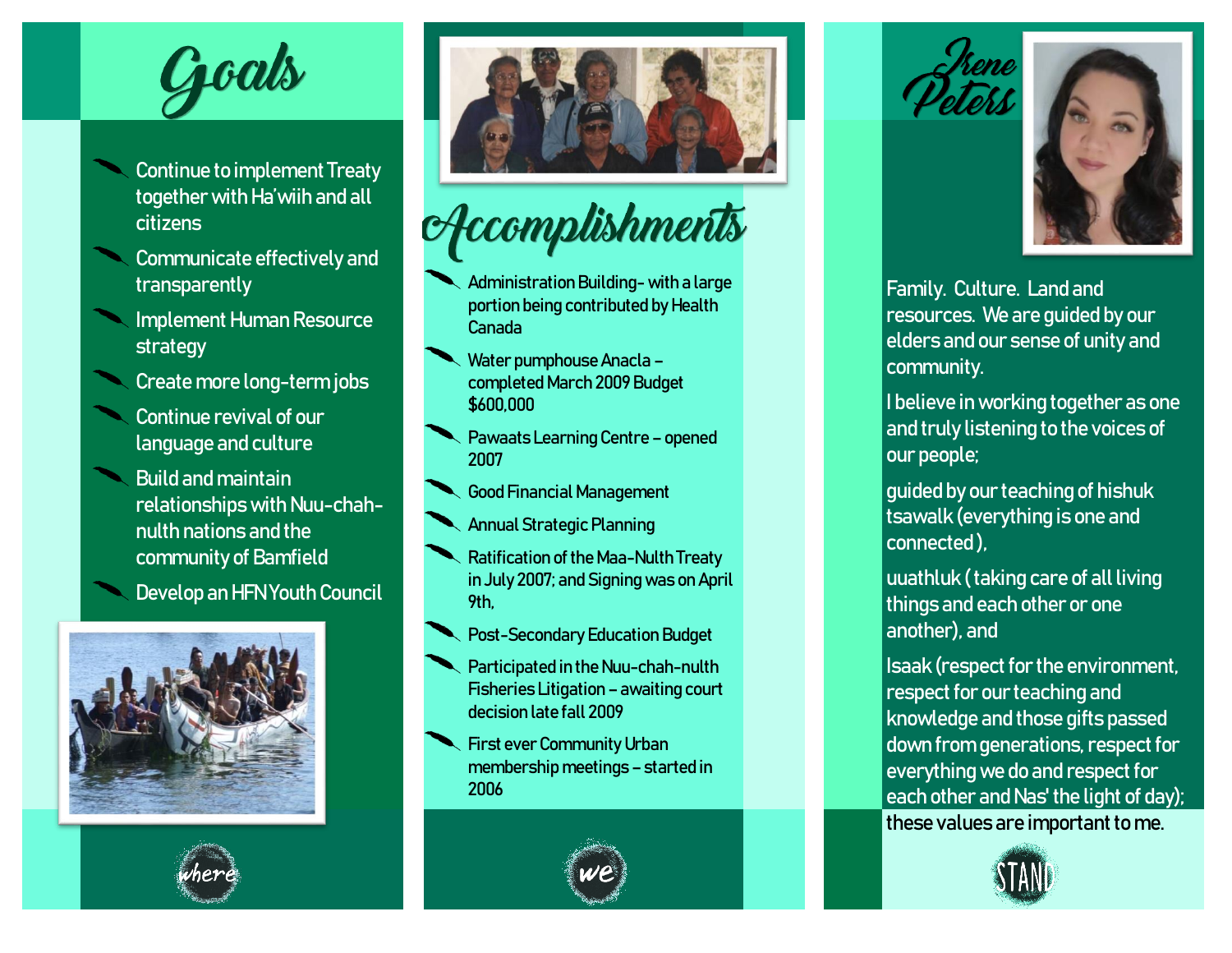# Goals

- Continue to implement Treaty together with Ha'wiih and all citizens
- Communicate effectively and transparently
- Implement Human Resource strategy
- Create more long-term jobs
- Continue revival of our language and culture
- Build and maintain relationships with Nuu-chah-nulth nations and the community of Bamfield
- Develop an HFN Youth Council

where

# Accomplishments

- Administration Building- with a large portion being contributed by Health Canada
- Water pumphouse Anacla – completed March 2009 Budget $600,000
- Pawaats Learning Centre – opened 2007
- Good Financial Management
- Annual Strategic Planning
- Ratification of the Maa-Nulth Treaty in July 2007; and Signing was on April 9th,
- Post-Secondary Education Budget
- Participated in the Nuu-chah-nulth Fisheries Litigation – awaiting court decision late fall 2009
- First ever Community Urban membership meetings – started in 2006

we

# Irene Peters

Family. Culture. Land and resources. We are guided by our elders and our sense of unity and community.

I believe in working together as one and truly listening to the voices of our people;

guided by our teaching of hishuk tsawalk (everything is one and connected),

uuathluk ( taking care of all living things and each other or one another), and

Isaak (respect for the environment, respect for our teaching and knowledge and those gifts passed down from generations, respect for everything we do and respect for each other and Nas' the light of day); these values are important to me.

STAND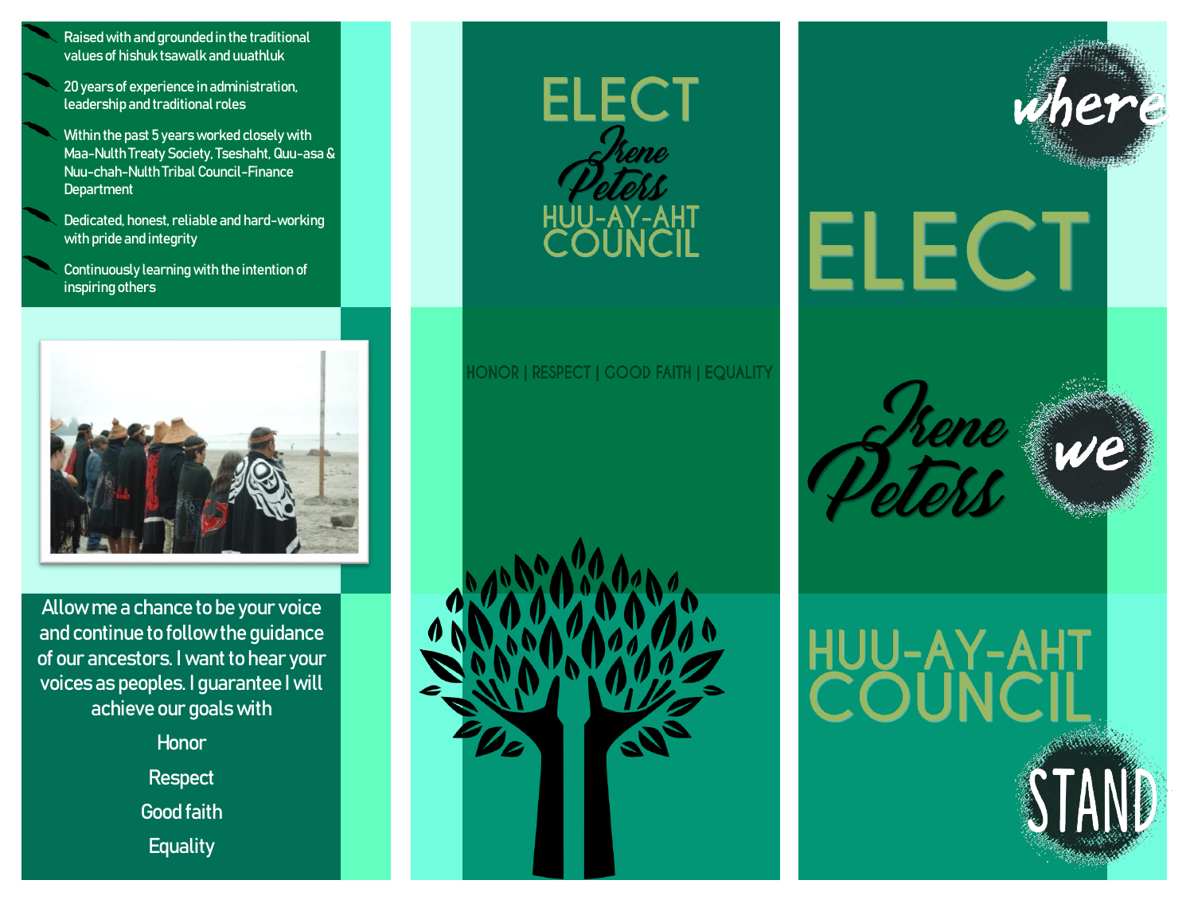- Raised with and grounded in the traditional values of hishuk tsawalk and uuathluk
- 20 years of experience in administration, leadership and traditional roles
- Within the past 5 years worked closely with Maa-Nulth Treaty Society, Tseshaht, Quu-asa & Nuu-chah-Nulth Tribal Council-Finance Department
- Dedicated, honest, reliable and hard-working with pride and integrity
- Continuously learning with the intention of inspiring others

Allow me a chance to be your voice and continue to follow the guidance of our ancestors. I want to hear your voices as peoples. I guarantee I will achieve our goals with

Honor

Respect

Good faith

Equality

# ELECT

## Irene Peters

## HUU-AY-AHT COUNCIL

HONOR | RESPECT | GOOD FAITH | EQUALITY

where

# ELECT

## Irene Peters

we

## HUU-AY-AHT COUNCIL

STAND